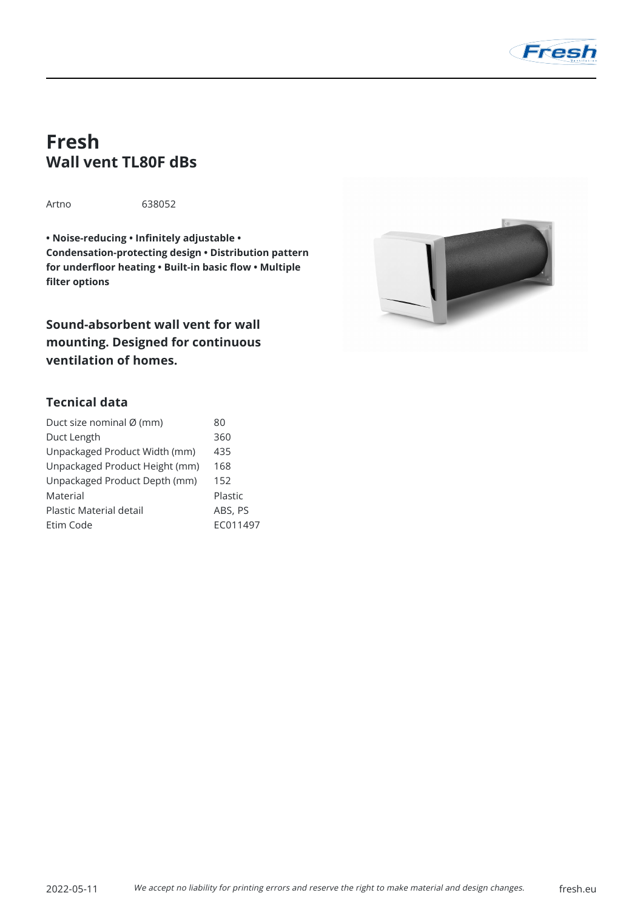# Fresh

## Wall vent TL80F dBs

Artno 638052

**• Noise-reducing • Infinitely adjustable • Condensation-protecting design • Distribution pattern for underfloor heating • Built-in basic flow • Multiple filter options**

**Sound-absorbent wall vent for wall mounting. Designed for continuous ventilation of homes.**

### Tecnical data

| | |
|---|---|
| Duct size nominal Ø (mm) | 80 |
| Duct Length | 360 |
| Unpackaged Product Width (mm) | 435 |
| Unpackaged Product Height (mm) | 168 |
| Unpackaged Product Depth (mm) | 152 |
| Material | Plastic |
| Plastic Material detail | ABS, PS |
| Etim Code | EC011497 |

2022-05-11 *We accept no liability for printing errors and reserve the right to make material and design changes.* fresh.eu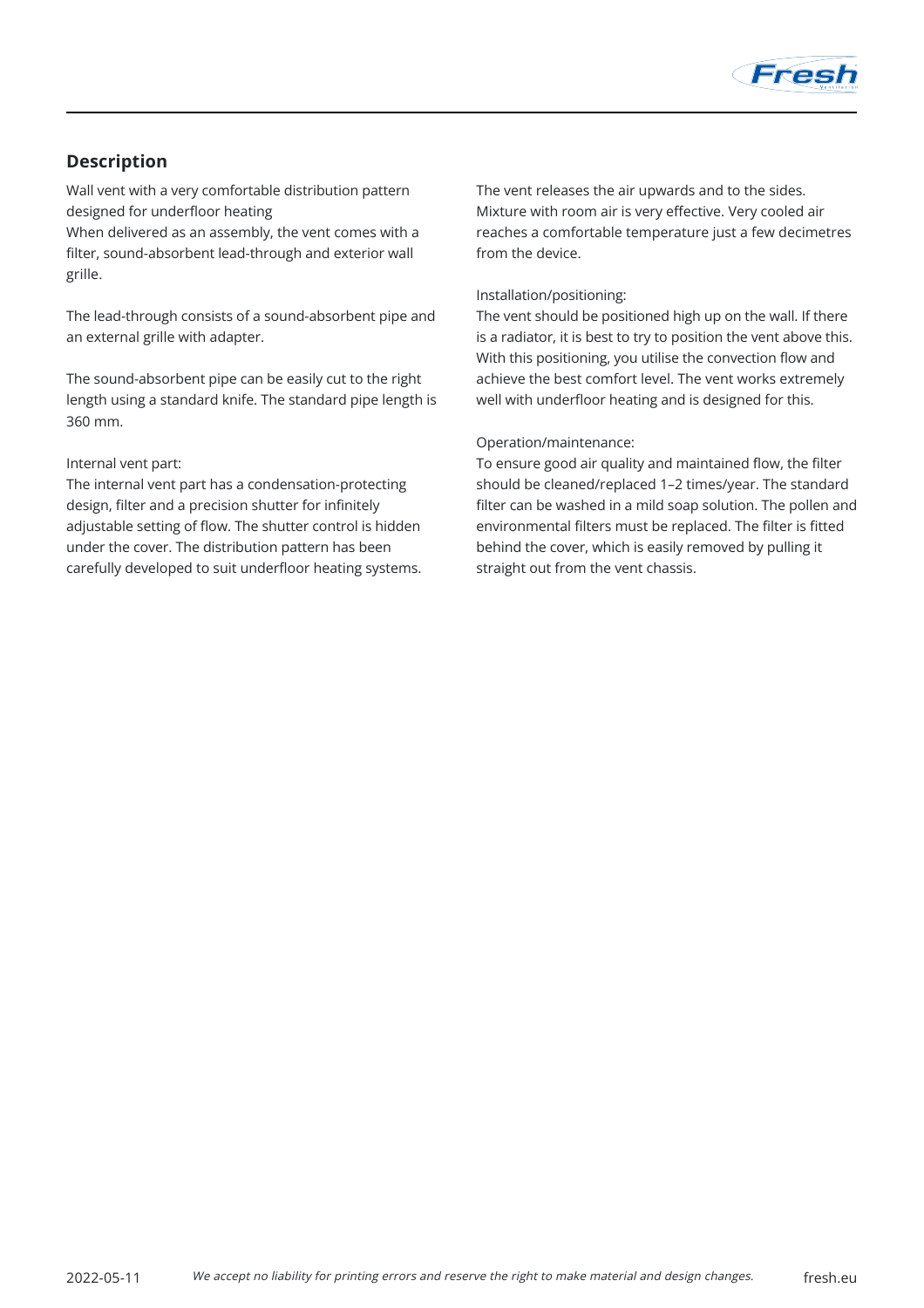## Description

Wall vent with a very comfortable distribution pattern designed for underfloor heating
When delivered as an assembly, the vent comes with a filter, sound-absorbent lead-through and exterior wall grille.

The lead-through consists of a sound-absorbent pipe and an external grille with adapter.

The sound-absorbent pipe can be easily cut to the right length using a standard knife. The standard pipe length is 360 mm.

Internal vent part:
The internal vent part has a condensation-protecting design, filter and a precision shutter for infinitely adjustable setting of flow. The shutter control is hidden under the cover. The distribution pattern has been carefully developed to suit underfloor heating systems.

The vent releases the air upwards and to the sides. Mixture with room air is very effective. Very cooled air reaches a comfortable temperature just a few decimetres from the device.

Installation/positioning:
The vent should be positioned high up on the wall. If there is a radiator, it is best to try to position the vent above this. With this positioning, you utilise the convection flow and achieve the best comfort level. The vent works extremely well with underfloor heating and is designed for this.

Operation/maintenance:
To ensure good air quality and maintained flow, the filter should be cleaned/replaced 1–2 times/year. The standard filter can be washed in a mild soap solution. The pollen and environmental filters must be replaced. The filter is fitted behind the cover, which is easily removed by pulling it straight out from the vent chassis.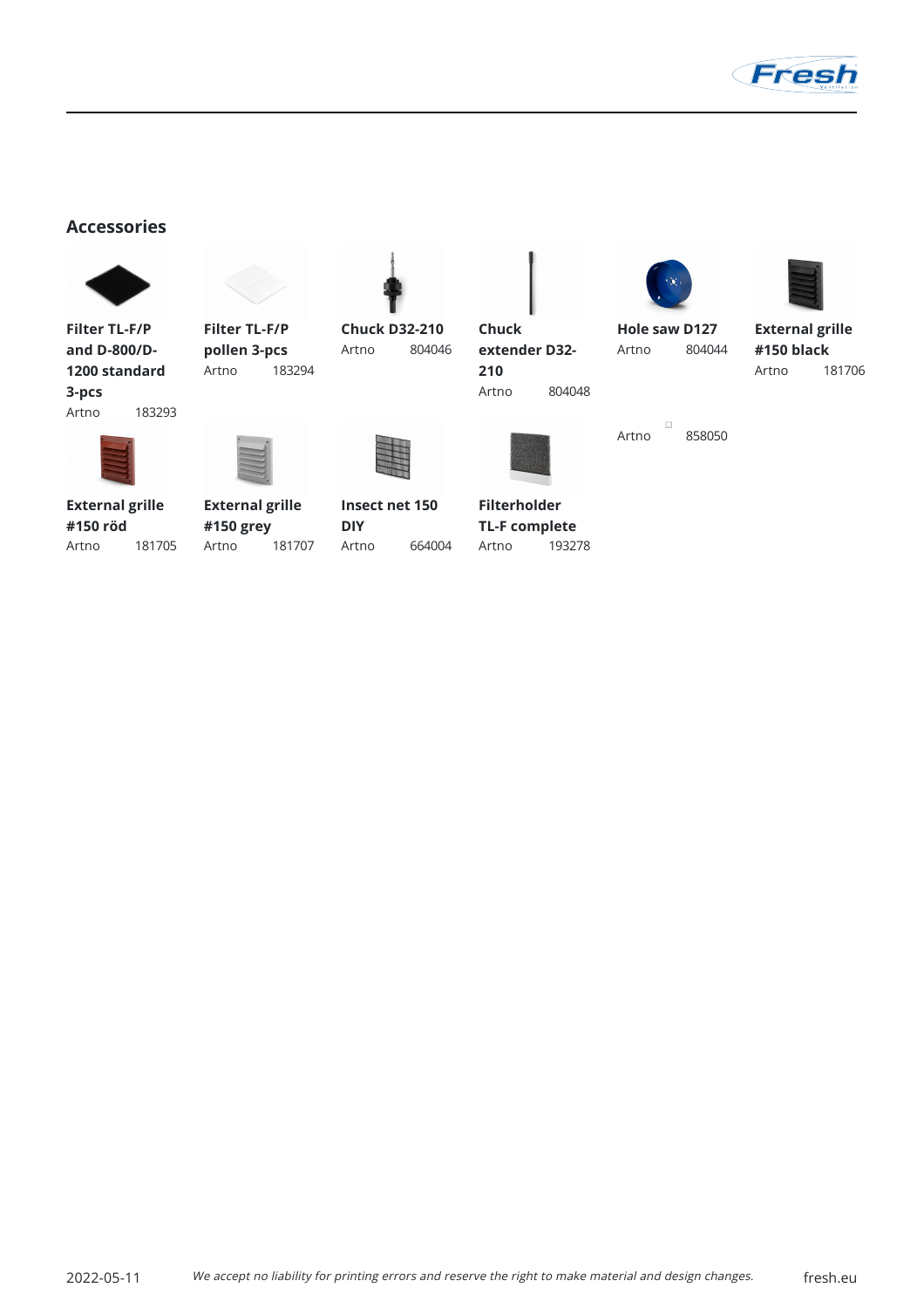## Accessories

**Filter TL-F/P and D-800/D-1200 standard 3-pcs**
Artno 183293

**Filter TL-F/P pollen 3-pcs**
Artno 183294

**Chuck D32-210**
Artno 804046

**Chuck extender D32-210**
Artno 804048

**Hole saw D127**
Artno 804044

**External grille #150 black**
Artno 181706

Artno 858050

**External grille #150 röd**
Artno 181705

**External grille #150 grey**
Artno 181707

**Insect net 150 DIY**
Artno 664004

**Filterholder TL-F complete**
Artno 193278

2022-05-11 *We accept no liability for printing errors and reserve the right to make material and design changes.* fresh.eu